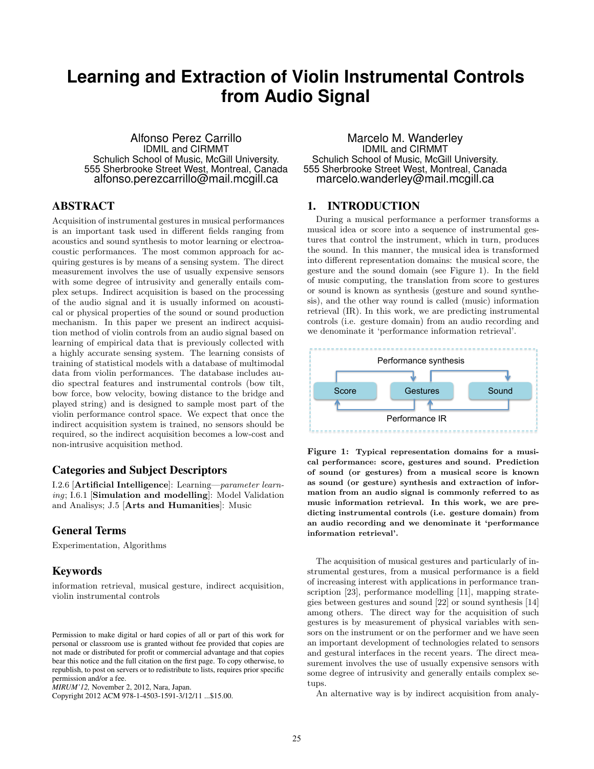# Learning and Extraction of Violin Instrumental Controls from Audio Signal

Alfonso Perez Carrillo
IDMIL and CIRMMT
Schulich School of Music, McGill University.
555 Sherbrooke Street West, Montreal, Canada
alfonso.perezcarrillo@mail.mcgill.ca

Marcelo M. Wanderley
IDMIL and CIRMMT
Schulich School of Music, McGill University.
555 Sherbrooke Street West, Montreal, Canada
marcelo.wanderley@mail.mcgill.ca

## ABSTRACT

Acquisition of instrumental gestures in musical performances is an important task used in different fields ranging from acoustics and sound synthesis to motor learning or electroacoustic performances. The most common approach for acquiring gestures is by means of a sensing system. The direct measurement involves the use of usually expensive sensors with some degree of intrusivity and generally entails complex setups. Indirect acquisition is based on the processing of the audio signal and it is usually informed on acoustical or physical properties of the sound or sound production mechanism. In this paper we present an indirect acquisition method of violin controls from an audio signal based on learning of empirical data that is previously collected with a highly accurate sensing system. The learning consists of training of statistical models with a database of multimodal data from violin performances. The database includes audio spectral features and instrumental controls (bow tilt, bow force, bow velocity, bowing distance to the bridge and played string) and is designed to sample most part of the violin performance control space. We expect that once the indirect acquisition system is trained, no sensors should be required, so the indirect acquisition becomes a low-cost and non-intrusive acquisition method.

## Categories and Subject Descriptors

I.2.6 [**Artificial Intelligence**]: Learning—*parameter learning*; I.6.1 [**Simulation and modelling**]: Model Validation and Analisys; J.5 [**Arts and Humanities**]: Music

## General Terms

Experimentation, Algorithms

## Keywords

information retrieval, musical gesture, indirect acquisition, violin instrumental controls

Permission to make digital or hard copies of all or part of this work for personal or classroom use is granted without fee provided that copies are not made or distributed for profit or commercial advantage and that copies bear this notice and the full citation on the first page. To copy otherwise, to republish, to post on servers or to redistribute to lists, requires prior specific permission and/or a fee.
*MIRUM'12,* November 2, 2012, Nara, Japan.
Copyright 2012 ACM 978-1-4503-1591-3/12/11 ...$15.00.

## 1. INTRODUCTION

During a musical performance a performer transforms a musical idea or score into a sequence of instrumental gestures that control the instrument, which in turn, produces the sound. In this manner, the musical idea is transformed into different representation domains: the musical score, the gesture and the sound domain (see Figure 1). In the field of music computing, the translation from score to gestures or sound is known as synthesis (gesture and sound synthesis), and the other way round is called (music) information retrieval (IR). In this work, we are predicting instrumental controls (i.e. gesture domain) from an audio recording and we denominate it 'performance information retrieval'.

Performance synthesis

Score → Gestures → Sound

Performance IR

**Figure 1: Typical representation domains for a musical performance: score, gestures and sound. Prediction of sound (or gestures) from a musical score is known as sound (or gesture) synthesis and extraction of information from an audio signal is commonly referred to as music information retrieval. In this work, we are predicting instrumental controls (i.e. gesture domain) from an audio recording and we denominate it 'performance information retrieval'.**

The acquisition of musical gestures and particularly of instrumental gestures, from a musical performance is a field of increasing interest with applications in performance transcription [23], performance modelling [11], mapping strategies between gestures and sound [22] or sound synthesis [14] among others. The direct way for the acquisition of such gestures is by measurement of physical variables with sensors on the instrument or on the performer and we have seen an important development of technologies related to sensors and gestural interfaces in the recent years. The direct measurement involves the use of usually expensive sensors with some degree of intrusivity and generally entails complex setups.

An alternative way is by indirect acquisition from analy-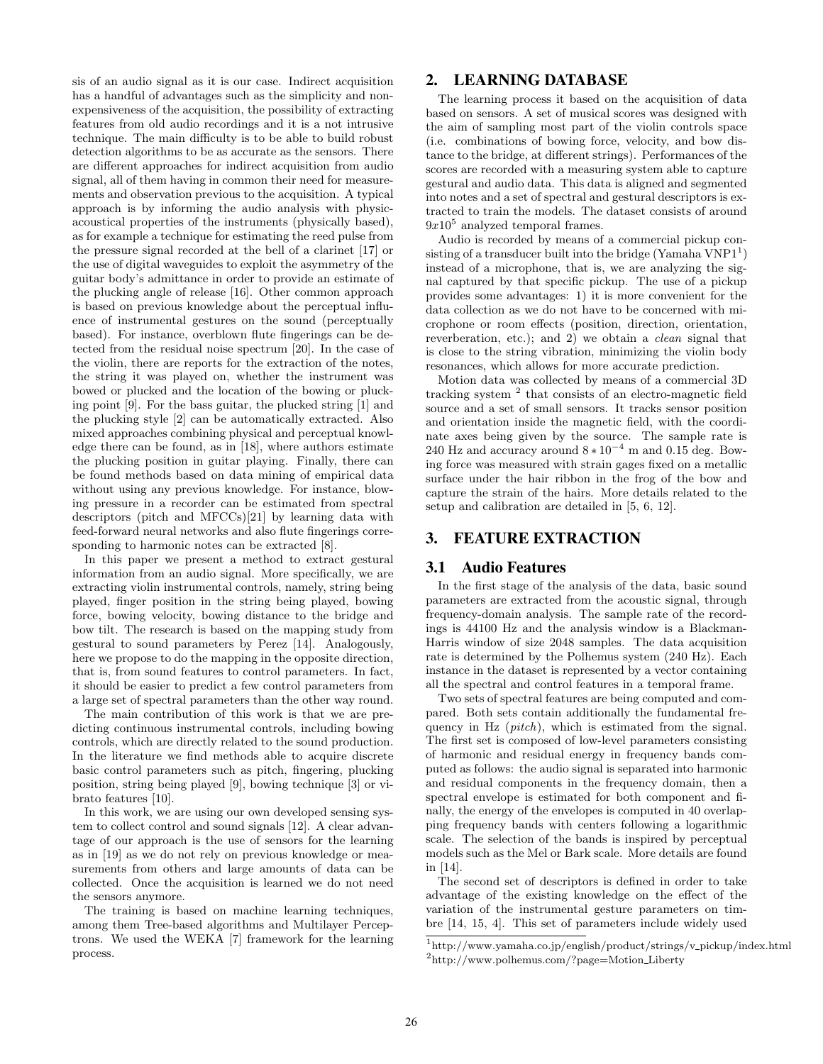sis of an audio signal as it is our case. Indirect acquisition has a handful of advantages such as the simplicity and non-expensiveness of the acquisition, the possibility of extracting features from old audio recordings and it is a not intrusive technique. The main difficulty is to be able to build robust detection algorithms to be as accurate as the sensors. There are different approaches for indirect acquisition from audio signal, all of them having in common their need for measurements and observation previous to the acquisition. A typical approach is by informing the audio analysis with physic-acoustical properties of the instruments (physically based), as for example a technique for estimating the reed pulse from the pressure signal recorded at the bell of a clarinet [17] or the use of digital waveguides to exploit the asymmetry of the guitar body's admittance in order to provide an estimate of the plucking angle of release [16]. Other common approach is based on previous knowledge about the perceptual influence of instrumental gestures on the sound (perceptually based). For instance, overblown flute fingerings can be detected from the residual noise spectrum [20]. In the case of the violin, there are reports for the extraction of the notes, the string it was played on, whether the instrument was bowed or plucked and the location of the bowing or plucking point [9]. For the bass guitar, the plucked string [1] and the plucking style [2] can be automatically extracted. Also mixed approaches combining physical and perceptual knowledge there can be found, as in [18], where authors estimate the plucking position in guitar playing. Finally, there can be found methods based on data mining of empirical data without using any previous knowledge. For instance, blowing pressure in a recorder can be estimated from spectral descriptors (pitch and MFCCs)[21] by learning data with feed-forward neural networks and also flute fingerings corresponding to harmonic notes can be extracted [8].

In this paper we present a method to extract gestural information from an audio signal. More specifically, we are extracting violin instrumental controls, namely, string being played, finger position in the string being played, bowing force, bowing velocity, bowing distance to the bridge and bow tilt. The research is based on the mapping study from gestural to sound parameters by Perez [14]. Analogously, here we propose to do the mapping in the opposite direction, that is, from sound features to control parameters. In fact, it should be easier to predict a few control parameters from a large set of spectral parameters than the other way round.

The main contribution of this work is that we are predicting continuous instrumental controls, including bowing controls, which are directly related to the sound production. In the literature we find methods able to acquire discrete basic control parameters such as pitch, fingering, plucking position, string being played [9], bowing technique [3] or vibrato features [10].

In this work, we are using our own developed sensing system to collect control and sound signals [12]. A clear advantage of our approach is the use of sensors for the learning as in [19] as we do not rely on previous knowledge or measurements from others and large amounts of data can be collected. Once the acquisition is learned we do not need the sensors anymore.

The training is based on machine learning techniques, among them Tree-based algorithms and Multilayer Perceptrons. We used the WEKA [7] framework for the learning process.

## 2. LEARNING DATABASE

The learning process it based on the acquisition of data based on sensors. A set of musical scores was designed with the aim of sampling most part of the violin controls space (i.e. combinations of bowing force, velocity, and bow distance to the bridge, at different strings). Performances of the scores are recorded with a measuring system able to capture gestural and audio data. This data is aligned and segmented into notes and a set of spectral and gestural descriptors is extracted to train the models. The dataset consists of around $9x10^5$ analyzed temporal frames.

Audio is recorded by means of a commercial pickup consisting of a transducer built into the bridge (Yamaha VNP1[1]) instead of a microphone, that is, we are analyzing the signal captured by that specific pickup. The use of a pickup provides some advantages: 1) it is more convenient for the data collection as we do not have to be concerned with microphone or room effects (position, direction, orientation, reverberation, etc.); and 2) we obtain a *clean* signal that is close to the string vibration, minimizing the violin body resonances, which allows for more accurate prediction.

Motion data was collected by means of a commercial 3D tracking system [2] that consists of an electro-magnetic field source and a set of small sensors. It tracks sensor position and orientation inside the magnetic field, with the coordinate axes being given by the source. The sample rate is 240 Hz and accuracy around $8 * 10^{-4}$ m and 0.15 deg. Bowing force was measured with strain gages fixed on a metallic surface under the hair ribbon in the frog of the bow and capture the strain of the hairs. More details related to the setup and calibration are detailed in [5, 6, 12].

## 3. FEATURE EXTRACTION

### 3.1 Audio Features

In the first stage of the analysis of the data, basic sound parameters are extracted from the acoustic signal, through frequency-domain analysis. The sample rate of the recordings is 44100 Hz and the analysis window is a Blackman-Harris window of size 2048 samples. The data acquisition rate is determined by the Polhemus system (240 Hz). Each instance in the dataset is represented by a vector containing all the spectral and control features in a temporal frame.

Two sets of spectral features are being computed and compared. Both sets contain additionally the fundamental frequency in Hz (*pitch*), which is estimated from the signal. The first set is composed of low-level parameters consisting of harmonic and residual energy in frequency bands computed as follows: the audio signal is separated into harmonic and residual components in the frequency domain, then a spectral envelope is estimated for both component and finally, the energy of the envelopes is computed in 40 overlapping frequency bands with centers following a logarithmic scale. The selection of the bands is inspired by perceptual models such as the Mel or Bark scale. More details are found in [14].

The second set of descriptors is defined in order to take advantage of the existing knowledge on the effect of the variation of the instrumental gesture parameters on timbre [14, 15, 4]. This set of parameters include widely used

[1] http://www.yamaha.co.jp/english/product/strings/v_pickup/index.html

[2] http://www.polhemus.com/?page=Motion_Liberty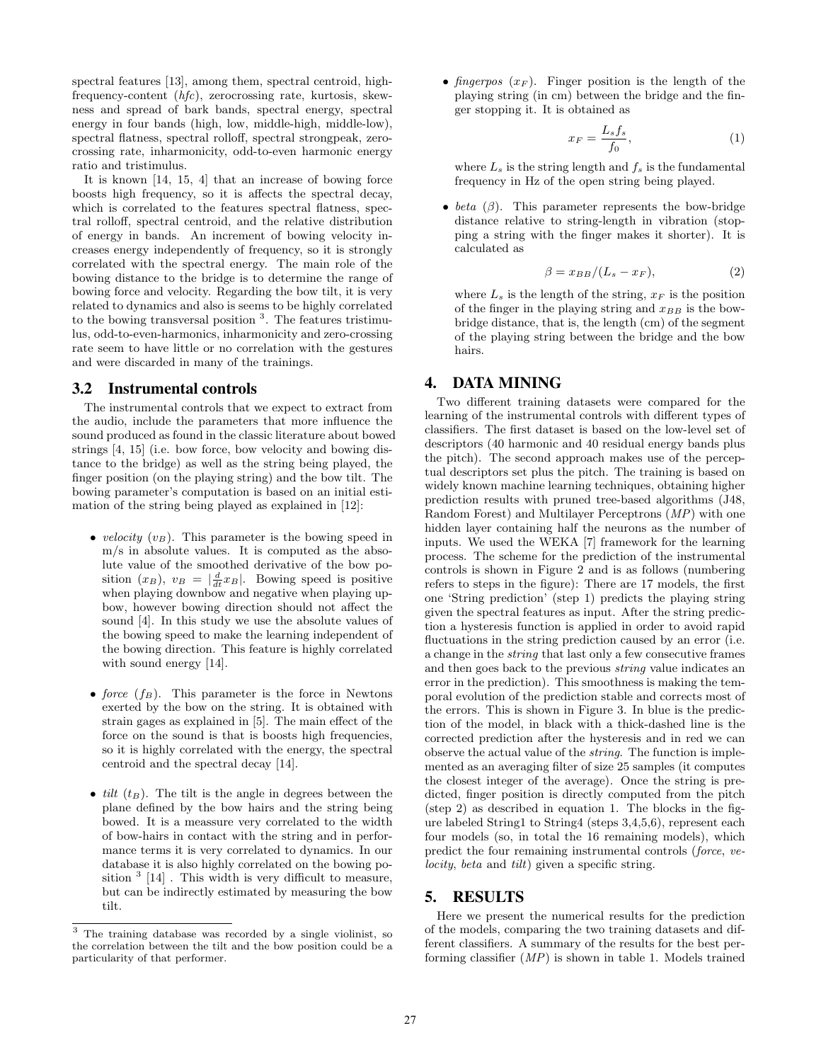spectral features [13], among them, spectral centroid, high-frequency-content (*hfc*), zerocrossing rate, kurtosis, skewness and spread of bark bands, spectral energy, spectral energy in four bands (high, low, middle-high, middle-low), spectral flatness, spectral rolloff, spectral strongpeak, zero-crossing rate, inharmonicity, odd-to-even harmonic energy ratio and tristimulus.

It is known [14, 15, 4] that an increase of bowing force boosts high frequency, so it is affects the spectral decay, which is correlated to the features spectral flatness, spectral rolloff, spectral centroid, and the relative distribution of energy in bands. An increment of bowing velocity increases energy independently of frequency, so it is strongly correlated with the spectral energy. The main role of the bowing distance to the bridge is to determine the range of bowing force and velocity. Regarding the bow tilt, it is very related to dynamics and also is seems to be highly correlated to the bowing transversal position [3]. The features tristimulus, odd-to-even-harmonics, inharmonicity and zero-crossing rate seem to have little or no correlation with the gestures and were discarded in many of the trainings.

## 3.2 Instrumental controls

The instrumental controls that we expect to extract from the audio, include the parameters that more influence the sound produced as found in the classic literature about bowed strings [4, 15] (i.e. bow force, bow velocity and bowing distance to the bridge) as well as the string being played, the finger position (on the playing string) and the bow tilt. The bowing parameter's computation is based on an initial estimation of the string being played as explained in [12]:

- *velocity* ($v_B$). This parameter is the bowing speed in m/s in absolute values. It is computed as the absolute value of the smoothed derivative of the bow position ($x_B$), $v_B = |\frac{d}{dt}x_B|$. Bowing speed is positive when playing downbow and negative when playing upbow, however bowing direction should not affect the sound [4]. In this study we use the absolute values of the bowing speed to make the learning independent of the bowing direction. This feature is highly correlated with sound energy [14].

- *force* ($f_B$). This parameter is the force in Newtons exerted by the bow on the string. It is obtained with strain gages as explained in [5]. The main effect of the force on the sound is that is boosts high frequencies, so it is highly correlated with the energy, the spectral centroid and the spectral decay [14].

- *tilt* ($t_B$). The tilt is the angle in degrees between the plane defined by the bow hairs and the string being bowed. It is a meassure very correlated to the width of bow-hairs in contact with the string and in performance terms it is very correlated to dynamics. In our database it is also highly correlated on the bowing position [3] [14] . This width is very difficult to measure, but can be indirectly estimated by measuring the bow tilt.

- *fingerpos* ($x_F$). Finger position is the length of the playing string (in cm) between the bridge and the finger stopping it. It is obtained as

$$x_F = \frac{L_s f_s}{f_0}, \qquad (1)$$

where $L_s$ is the string length and $f_s$ is the fundamental frequency in Hz of the open string being played.

- *beta* ($\beta$). This parameter represents the bow-bridge distance relative to string-length in vibration (stopping a string with the finger makes it shorter). It is calculated as

$$\beta = x_{BB}/(L_s - x_F), \qquad (2)$$

where $L_s$ is the length of the string, $x_F$ is the position of the finger in the playing string and $x_{BB}$ is the bow-bridge distance, that is, the length (cm) of the segment of the playing string between the bridge and the bow hairs.

## 4. DATA MINING

Two different training datasets were compared for the learning of the instrumental controls with different types of classifiers. The first dataset is based on the low-level set of descriptors (40 harmonic and 40 residual energy bands plus the pitch). The second approach makes use of the perceptual descriptors set plus the pitch. The training is based on widely known machine learning techniques, obtaining higher prediction results with pruned tree-based algorithms (J48, Random Forest) and Multilayer Perceptrons (*MP*) with one hidden layer containing half the neurons as the number of inputs. We used the WEKA [7] framework for the learning process. The scheme for the prediction of the instrumental controls is shown in Figure 2 and is as follows (numbering refers to steps in the figure): There are 17 models, the first one 'String prediction' (step 1) predicts the playing string given the spectral features as input. After the string prediction a hysteresis function is applied in order to avoid rapid fluctuations in the string prediction caused by an error (i.e. a change in the *string* that last only a few consecutive frames and then goes back to the previous *string* value indicates an error in the prediction). This smoothness is making the temporal evolution of the prediction stable and corrects most of the errors. This is shown in Figure 3. In blue is the prediction of the model, in black with a thick-dashed line is the corrected prediction after the hysteresis and in red we can observe the actual value of the *string*. The function is implemented as an averaging filter of size 25 samples (it computes the closest integer of the average). Once the string is predicted, finger position is directly computed from the pitch (step 2) as described in equation 1. The blocks in the figure labeled String1 to String4 (steps 3,4,5,6), represent each four models (so, in total the 16 remaining models), which predict the four remaining instrumental controls (*force*, *velocity*, *beta* and *tilt*) given a specific string.

## 5. RESULTS

Here we present the numerical results for the prediction of the models, comparing the two training datasets and different classifiers. A summary of the results for the best performing classifier (*MP*) is shown in table 1. Models trained

[3] The training database was recorded by a single violinist, so the correlation between the tilt and the bow position could be a particularity of that performer.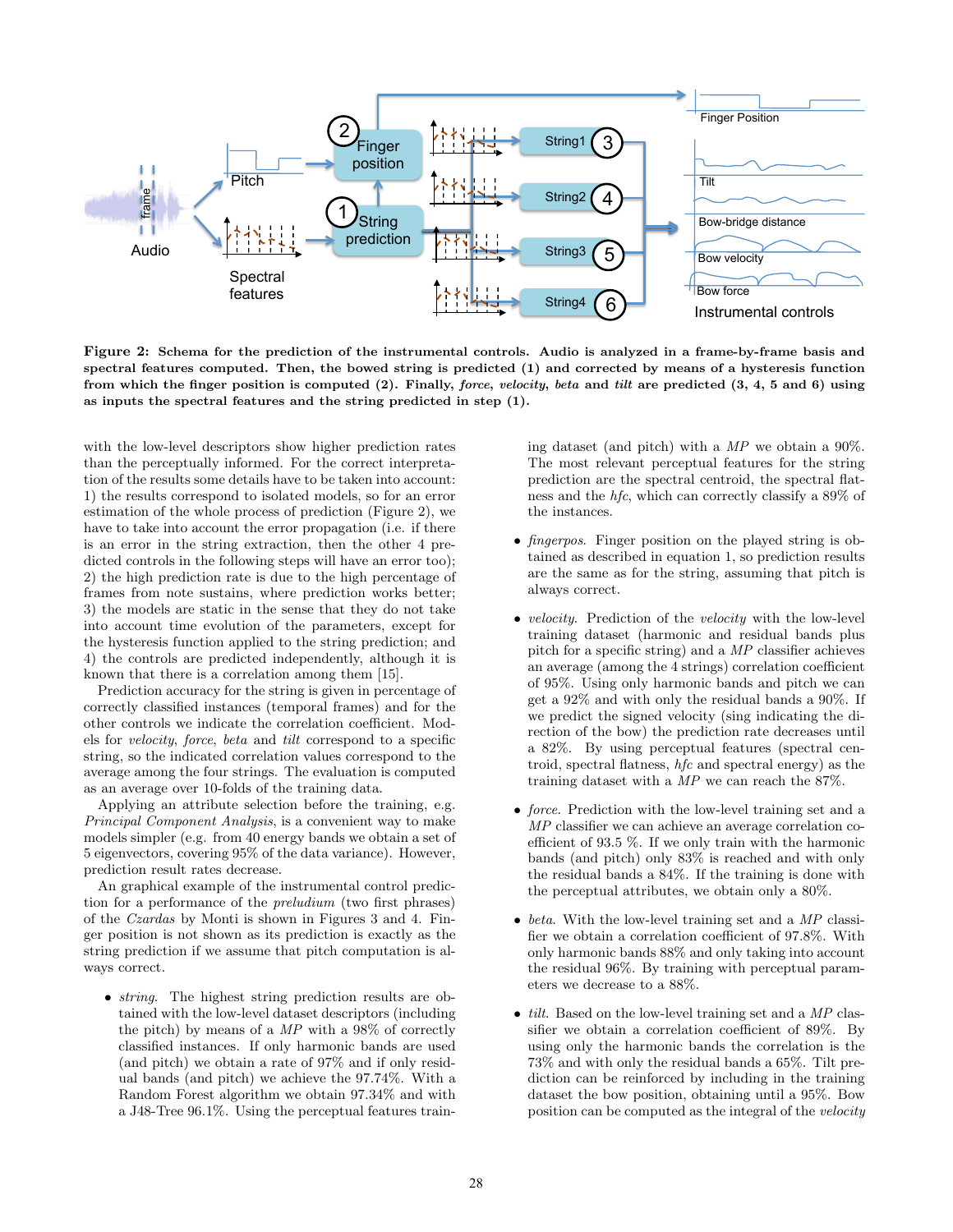**Figure 2: Schema for the prediction of the instrumental controls. Audio is analyzed in a frame-by-frame basis and spectral features computed. Then, the bowed string is predicted (1) and corrected by means of a hysteresis function from which the finger position is computed (2). Finally, *force*, *velocity*, *beta* and *tilt* are predicted (3, 4, 5 and 6) using as inputs the spectral features and the string predicted in step (1).**

with the low-level descriptors show higher prediction rates than the perceptually informed. For the correct interpretation of the results some details have to be taken into account: 1) the results correspond to isolated models, so for an error estimation of the whole process of prediction (Figure 2), we have to take into account the error propagation (i.e. if there is an error in the string extraction, then the other 4 predicted controls in the following steps will have an error too); 2) the high prediction rate is due to the high percentage of frames from note sustains, where prediction works better; 3) the models are static in the sense that they do not take into account time evolution of the parameters, except for the hysteresis function applied to the string prediction; and 4) the controls are predicted independently, although it is known that there is a correlation among them [15].

Prediction accuracy for the string is given in percentage of correctly classified instances (temporal frames) and for the other controls we indicate the correlation coefficient. Models for *velocity*, *force*, *beta* and *tilt* correspond to a specific string, so the indicated correlation values correspond to the average among the four strings. The evaluation is computed as an average over 10-folds of the training data.

Applying an attribute selection before the training, e.g. *Principal Component Analysis*, is a convenient way to make models simpler (e.g. from 40 energy bands we obtain a set of 5 eigenvectors, covering 95% of the data variance). However, prediction result rates decrease.

An graphical example of the instrumental control prediction for a performance of the *preludium* (two first phrases) of the *Czardas* by Monti is shown in Figures 3 and 4. Finger position is not shown as its prediction is exactly as the string prediction if we assume that pitch computation is always correct.

- *string*. The highest string prediction results are obtained with the low-level descriptors (including the pitch) by means of a *MP* with a 98% of correctly classified instances. If only harmonic bands are used (and pitch) we obtain a rate of 97% and if only residual bands (and pitch) we achieve the 97.74%. With a Random Forest algorithm we obtain 97.34% and with a J48-Tree 96.1%. Using the perceptual features training dataset (and pitch) with a *MP* we obtain a 90%. The most relevant perceptual features for the string prediction are the spectral centroid, the spectral flatness and the *hfc*, which can correctly classify a 89% of the instances.

- *fingerpos*. Finger position on the played string is obtained as described in equation 1, so prediction results are the same as for the string, assuming that pitch is always correct.

- *velocity*. Prediction of the *velocity* with the low-level training dataset (harmonic and residual bands plus pitch for a specific string) and a *MP* classifier achieves an average (among the 4 strings) correlation coefficient of 95%. Using only harmonic bands and pitch we can get a 92% and with only the residual bands a 90%. If we predict the signed velocity (sing indicating the direction of the bow) the prediction rate decreases until a 82%. By using perceptual features (spectral centroid, spectral flatness, *hfc* and spectral energy) as the training dataset with a *MP* we can reach the 87%.

- *force*. Prediction with the low-level training set and a *MP* classifier we can achieve an average correlation coefficient of 93.5 %. If we only train with the harmonic bands (and pitch) only 83% is reached and with only the residual bands a 84%. If the training is done with the perceptual attributes, we obtain only a 80%.

- *beta*. With the low-level training set and a *MP* classifier we obtain a correlation coefficient of 97.8%. With only harmonic bands 88% and only taking into account the residual 96%. By training with perceptual parameters we decrease to a 88%.

- *tilt*. Based on the low-level training set and a *MP* classifier we obtain a correlation coefficient of 89%. By using only the harmonic bands the correlation is the 73% and with only the residual bands a 65%. Tilt prediction can be reinforced by including in the training dataset the bow position, obtaining until a 95%. Bow position can be computed as the integral of the *velocity*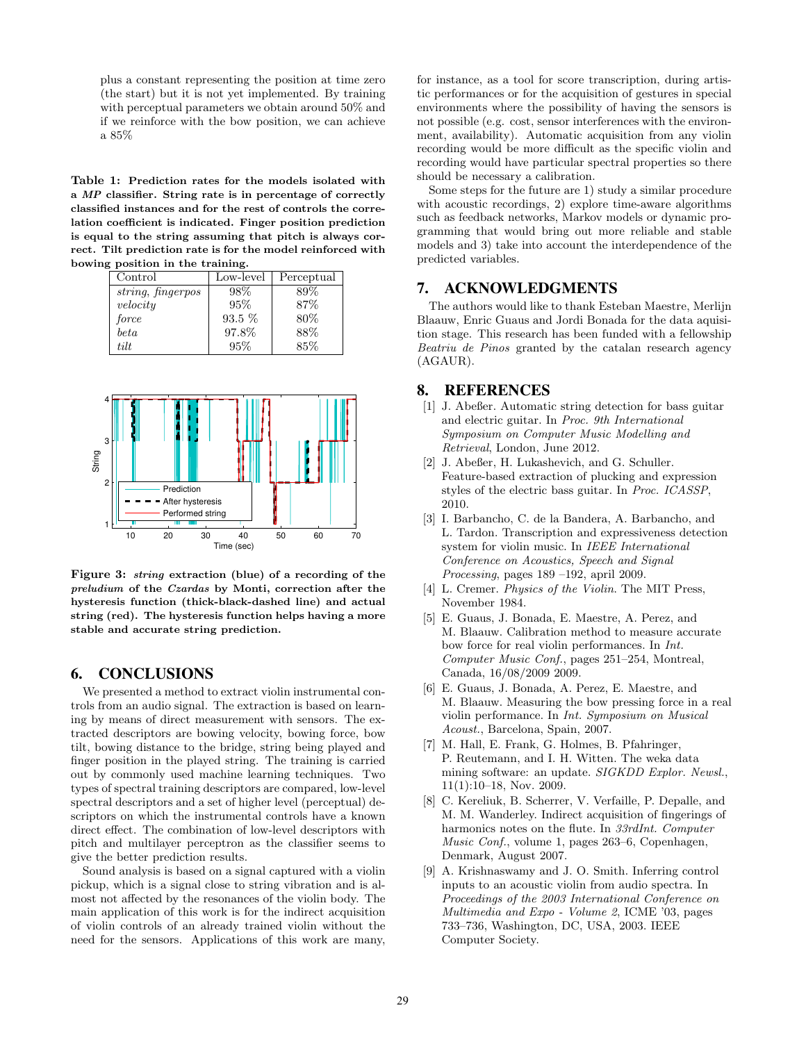plus a constant representing the position at time zero (the start) but it is not yet implemented. By training with perceptual parameters we obtain around 50% and if we reinforce with the bow position, we can achieve a 85%

**Table 1: Prediction rates for the models isolated with a *MP* classifier. String rate is in percentage of correctly classified instances and for the rest of controls the correlation coefficient is indicated. Finger position prediction is equal to the string assuming that pitch is always correct. Tilt prediction rate is for the model reinforced with bowing position in the training.**

| Control | Low-level | Perceptual |
|---|---|---|
| *string, fingerpos* | 98% | 89% |
| *velocity* | 95% | 87% |
| *force* | 93.5 % | 80% |
| *beta* | 97.8% | 88% |
| *tilt* | 95% | 85% |

**Figure 3: *string* extraction (blue) of a recording of the *preludium* of the *Czardas* by Monti, correction after the hysteresis function (thick-black-dashed line) and actual string (red). The hysteresis function helps having a more stable and accurate string prediction.**

## 6. CONCLUSIONS

We presented a method to extract violin instrumental controls from an audio signal. The extraction is based on learning by means of direct measurement with sensors. The extracted descriptors are bowing velocity, bowing force, bow tilt, bowing distance to the bridge, string being played and finger position in the played string. The training is carried out by commonly used machine learning techniques. Two types of spectral training descriptors are compared, low-level spectral descriptors and a set of higher level (perceptual) descriptors on which the instrumental controls have a known direct effect. The combination of low-level descriptors with pitch and multilayer perceptron as the classifier seems to give the better prediction results.

Sound analysis is based on a signal captured with a violin pickup, which is a signal close to string vibration and is almost not affected by the resonances of the violin body. The main application of this work is for the indirect acquisition of violin controls of an already trained violin without the need for the sensors. Applications of this work are many, for instance, as a tool for score transcription, during artistic performances or for the acquisition of gestures in special environments where the possibility of having the sensors is not possible (e.g. cost, sensor interferences with the environment, availability). Automatic acquisition from any violin recording would be more difficult as the specific violin and recording would have particular spectral properties so there should be necessary a calibration.

Some steps for the future are 1) study a similar procedure with acoustic recordings, 2) explore time-aware algorithms such as feedback networks, Markov models or dynamic programming that would bring out more reliable and stable models and 3) take into account the interdependence of the predicted variables.

## 7. ACKNOWLEDGMENTS

The authors would like to thank Esteban Maestre, Merlijn Blaauw, Enric Guaus and Jordi Bonada for the data aquisition stage. This research has been funded with a fellowship *Beatriu de Pinos* granted by the catalan research agency (AGAUR).

## 8. REFERENCES

[1] J. Abeßer. Automatic string detection for bass guitar and electric guitar. In *Proc. 9th International Symposium on Computer Music Modelling and Retrieval*, London, June 2012.

[2] J. Abeßer, H. Lukashevich, and G. Schuller. Feature-based extraction of plucking and expression styles of the electric bass guitar. In *Proc. ICASSP*, 2010.

[3] I. Barbancho, C. de la Bandera, A. Barbancho, and L. Tardon. Transcription and expressiveness detection system for violin music. In *IEEE International Conference on Acoustics, Speech and Signal Processing*, pages 189 –192, april 2009.

[4] L. Cremer. *Physics of the Violin*. The MIT Press, November 1984.

[5] E. Guaus, J. Bonada, E. Maestre, A. Perez, and M. Blaauw. Calibration method to measure accurate bow force for real violin performances. In *Int. Computer Music Conf.*, pages 251–254, Montreal, Canada, 16/08/2009 2009.

[6] E. Guaus, J. Bonada, A. Perez, E. Maestre, and M. Blaauw. Measuring the bow pressing force in a real violin performance. In *Int. Symposium on Musical Acoust.*, Barcelona, Spain, 2007.

[7] M. Hall, E. Frank, G. Holmes, B. Pfahringer, P. Reutemann, and I. H. Witten. The weka data mining software: an update. *SIGKDD Explor. Newsl.*, 11(1):10–18, Nov. 2009.

[8] C. Kereliuk, B. Scherrer, V. Verfaille, P. Depalle, and M. M. Wanderley. Indirect acquisition of fingerings of harmonics notes on the flute. In *33rdInt. Computer Music Conf.*, volume 1, pages 263–6, Copenhagen, Denmark, August 2007.

[9] A. Krishnaswamy and J. O. Smith. Inferring control inputs to an acoustic violin from audio spectra. In *Proceedings of the 2003 International Conference on Multimedia and Expo - Volume 2*, ICME '03, pages 733–736, Washington, DC, USA, 2003. IEEE Computer Society.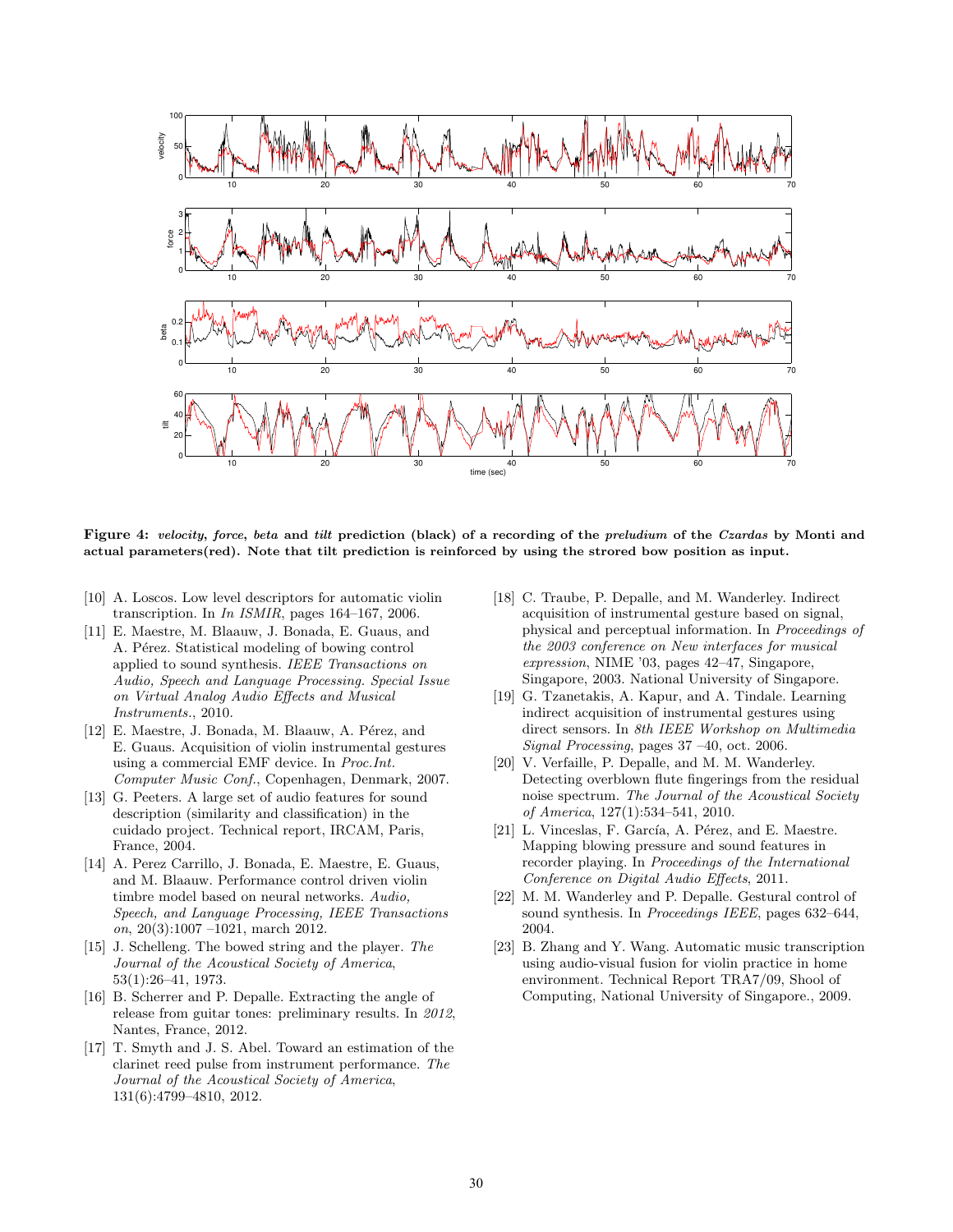velocity
100
50
0
10 20 30 40 50 60 70

force
3
2
1
0
10 20 30 40 50 60 70

beta
0.2
0.1
0
10 20 30 40 50 60 70

tilt
60
40
20
0
10 20 30 40 50 60 70
time (sec)

**Figure 4: *velocity*, *force*, *beta* and *tilt* prediction (black) of a recording of the *preludium* of the *Czardas* by Monti and actual parameters(red). Note that tilt prediction is reinforced by using the strored bow position as input.**

[10] A. Loscos. Low level descriptors for automatic violin transcription. In *In ISMIR*, pages 164–167, 2006.

[11] E. Maestre, M. Blaauw, J. Bonada, E. Guaus, and A. Pérez. Statistical modeling of bowing control applied to sound synthesis. *IEEE Transactions on Audio, Speech and Language Processing. Special Issue on Virtual Analog Audio Effects and Musical Instruments.*, 2010.

[12] E. Maestre, J. Bonada, M. Blaauw, A. Pérez, and E. Guaus. Acquisition of violin instrumental gestures using a commercial EMF device. In *Proc.Int. Computer Music Conf.*, Copenhagen, Denmark, 2007.

[13] G. Peeters. A large set of audio features for sound description (similarity and classification) in the cuidado project. Technical report, IRCAM, Paris, France, 2004.

[14] A. Perez Carrillo, J. Bonada, E. Maestre, E. Guaus, and M. Blaauw. Performance control driven violin timbre model based on neural networks. *Audio, Speech, and Language Processing, IEEE Transactions on*, 20(3):1007 –1021, march 2012.

[15] J. Schelleng. The bowed string and the player. *The Journal of the Acoustical Society of America*, 53(1):26–41, 1973.

[16] B. Scherrer and P. Depalle. Extracting the angle of release from guitar tones: preliminary results. In *2012*, Nantes, France, 2012.

[17] T. Smyth and J. S. Abel. Toward an estimation of the clarinet reed pulse from instrument performance. *The Journal of the Acoustical Society of America*, 131(6):4799–4810, 2012.

[18] C. Traube, P. Depalle, and M. Wanderley. Indirect acquisition of instrumental gesture based on signal, physical and perceptual information. In *Proceedings of the 2003 conference on New interfaces for musical expression*, NIME '03, pages 42–47, Singapore, Singapore, 2003. National University of Singapore.

[19] G. Tzanetakis, A. Kapur, and A. Tindale. Learning indirect acquisition of instrumental gestures using direct sensors. In *8th IEEE Workshop on Multimedia Signal Processing*, pages 37 –40, oct. 2006.

[20] V. Verfaille, P. Depalle, and M. M. Wanderley. Detecting overblown flute fingerings from the residual noise spectrum. *The Journal of the Acoustical Society of America*, 127(1):534–541, 2010.

[21] L. Vinceslas, F. García, A. Pérez, and E. Maestre. Mapping blowing pressure and sound features in recorder playing. In *Proceedings of the International Conference on Digital Audio Effects*, 2011.

[22] M. M. Wanderley and P. Depalle. Gestural control of sound synthesis. In *Proceedings IEEE*, pages 632–644, 2004.

[23] B. Zhang and Y. Wang. Automatic music transcription using audio-visual fusion for violin practice in home environment. Technical Report TRA7/09, Shool of Computing, National University of Singapore., 2009.